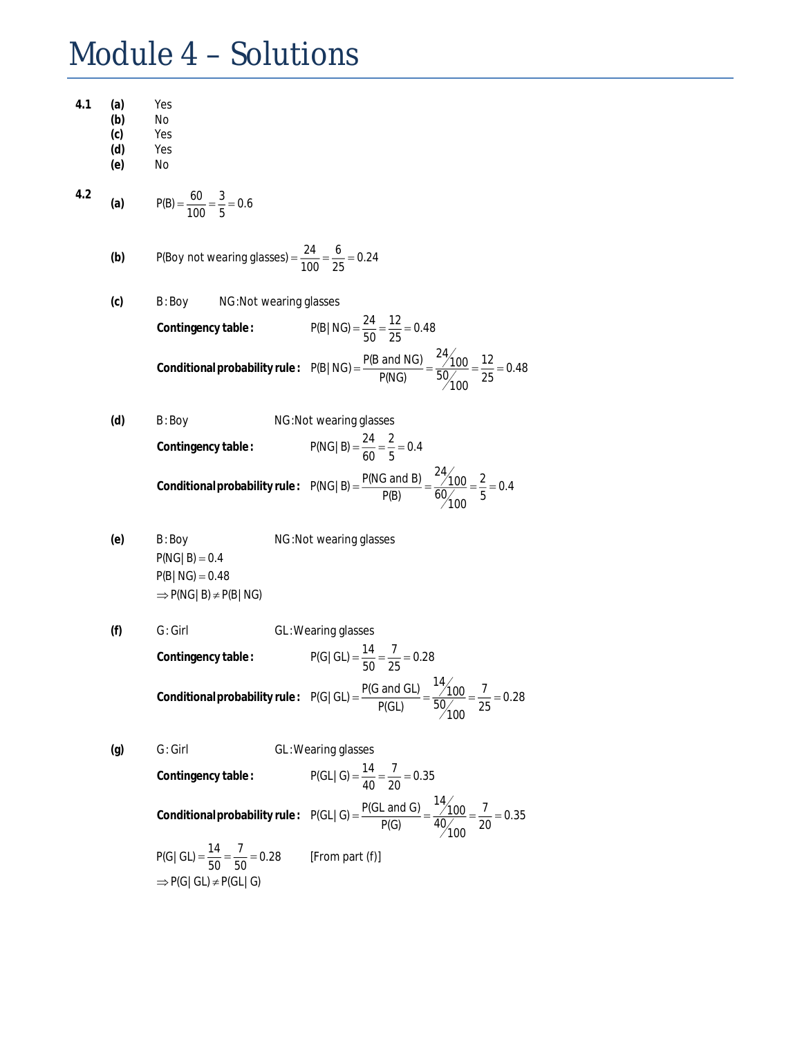# Module 4 – Solutions

**4.1**

**(a)** Yes

**(b)** No

**(c)** Yes

**(d)** Yes

**(e)** No

**4.2**

**(a)** $P(B) = \frac{60}{100} = \frac{3}{5} = 0.6$

**(b)** $P(\text{Boy not wearing glasses}) = \frac{24}{100} = \frac{6}{25} = 0.24$

**(c)** B : Boy NG : Not wearing glasses

**Contingency table :** $P(B \mid NG) = \frac{24}{50} = \frac{12}{25} = 0.48$

**Conditional probability rule :** $P(B \mid NG) = \frac{P(B \text{ and } NG)}{P(NG)} = \frac{24/100}{50/100} = \frac{12}{25} = 0.48$

**(d)** B : Boy NG : Not wearing glasses

**Contingency table :** $P(NG \mid B) = \frac{24}{60} = \frac{2}{5} = 0.4$

**Conditional probability rule :** $P(NG \mid B) = \frac{P(NG \text{ and } B)}{P(B)} = \frac{24/100}{60/100} = \frac{2}{5} = 0.4$

**(e)** B : Boy NG : Not wearing glasses

$P(NG \mid B) = 0.4$

$P(B \mid NG) = 0.48$

$\Rightarrow P(NG \mid B) \neq P(B \mid NG)$

**(f)** G : Girl GL : Wearing glasses

**Contingency table :** $P(G \mid GL) = \frac{14}{50} = \frac{7}{25} = 0.28$

**Conditional probability rule :** $P(G \mid GL) = \frac{P(G \text{ and } GL)}{P(GL)} = \frac{14/100}{50/100} = \frac{7}{25} = 0.28$

**(g)** G : Girl GL : Wearing glasses

**Contingency table :** $P(GL \mid G) = \frac{14}{40} = \frac{7}{20} = 0.35$

**Conditional probability rule :** $P(GL \mid G) = \frac{P(GL \text{ and } G)}{P(G)} = \frac{14/100}{40/100} = \frac{7}{20} = 0.35$

$P(G \mid GL) = \frac{14}{50} = \frac{7}{50} = 0.28$ [From part (f)]

$\Rightarrow P(G \mid GL) \neq P(GL \mid G)$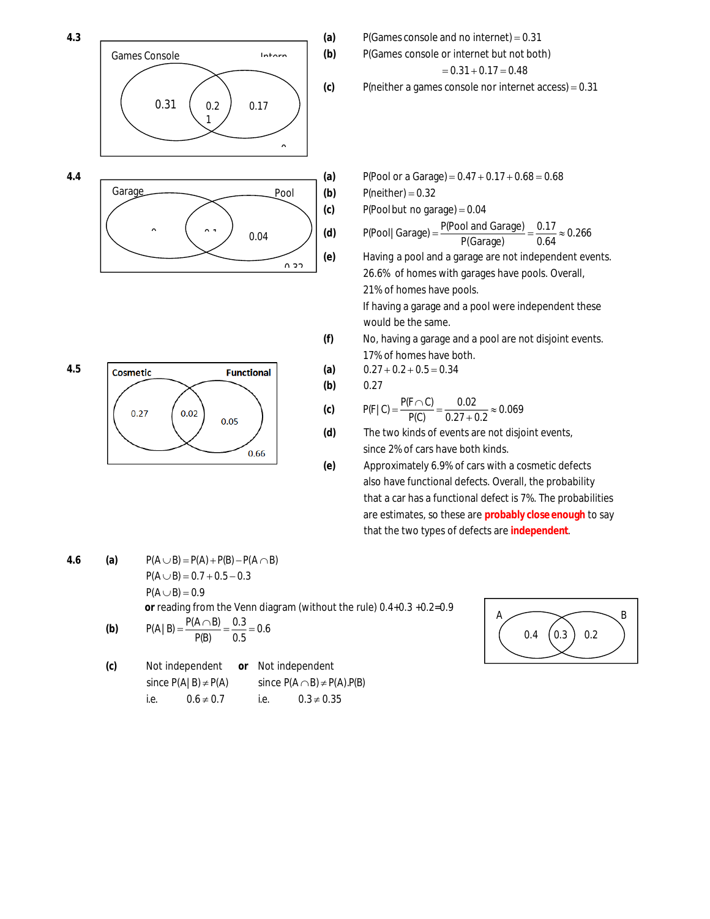**4.3**

Games Console / Intern... (Venn diagram: 0.31, 0.21, 0.17)

**(a)** P(Games console and no internet) $= 0.31$

**(b)** P(Games console or internet but not both)

$= 0.31 + 0.17 = 0.48$

**(c)** P(neither a games console nor internet access) $= 0.31$

**4.4**

Garage / Pool (Venn diagram: 0.04, 0.32)

**(a)** P(Pool or a Garage) $= 0.47 + 0.17 + 0.68 = 0.68$

**(b)** P(neither) $= 0.32$

**(c)** P(Pool but no garage) $= 0.04$

**(d)** $P(\text{Pool} \mid \text{Garage}) = \dfrac{P(\text{Pool and Garage})}{P(\text{Garage})} = \dfrac{0.17}{0.64} \approx 0.266$

**(e)** Having a pool and a garage are not independent events. 26.6% of homes with garages have pools. Overall, 21% of homes have pools. If having a garage and a pool were independent these would be the same.

**(f)** No, having a garage and a pool are not disjoint events. 17% of homes have both.

**4.5**

Cosmetic / Functional (Venn diagram: 0.27, 0.02, 0.05, 0.66)

**(a)** $0.27 + 0.2 + 0.5 = 0.34$

**(b)** 0.27

**(c)** $P(F \mid C) = \dfrac{P(F \cap C)}{P(C)} = \dfrac{0.02}{0.27 + 0.2} \approx 0.069$

**(d)** The two kinds of events are not disjoint events, since 2% of cars have both kinds.

**(e)** Approximately 6.9% of cars with a cosmetic defects also have functional defects. Overall, the probability that a car has a functional defect is 7%. The probabilities are estimates, so these are **probably close enough** to say that the two types of defects are **independent**.

**4.6**

**(a)** $P(A \cup B) = P(A) + P(B) - P(A \cap B)$

$P(A \cup B) = 0.7 + 0.5 - 0.3$

$P(A \cup B) = 0.9$

**or** reading from the Venn diagram (without the rule) $0.4+0.3+0.2=0.9$

(Venn diagram: A, B: 0.4, 0.3, 0.2)

**(b)** $P(A \mid B) = \dfrac{P(A \cap B)}{P(B)} = \dfrac{0.3}{0.5} = 0.6$

**(c)** Not independent since $P(A \mid B) \neq P(A)$ i.e. $0.6 \neq 0.7$

**or** Not independent since $P(A \cap B) \neq P(A).P(B)$ i.e. $0.3 \neq 0.35$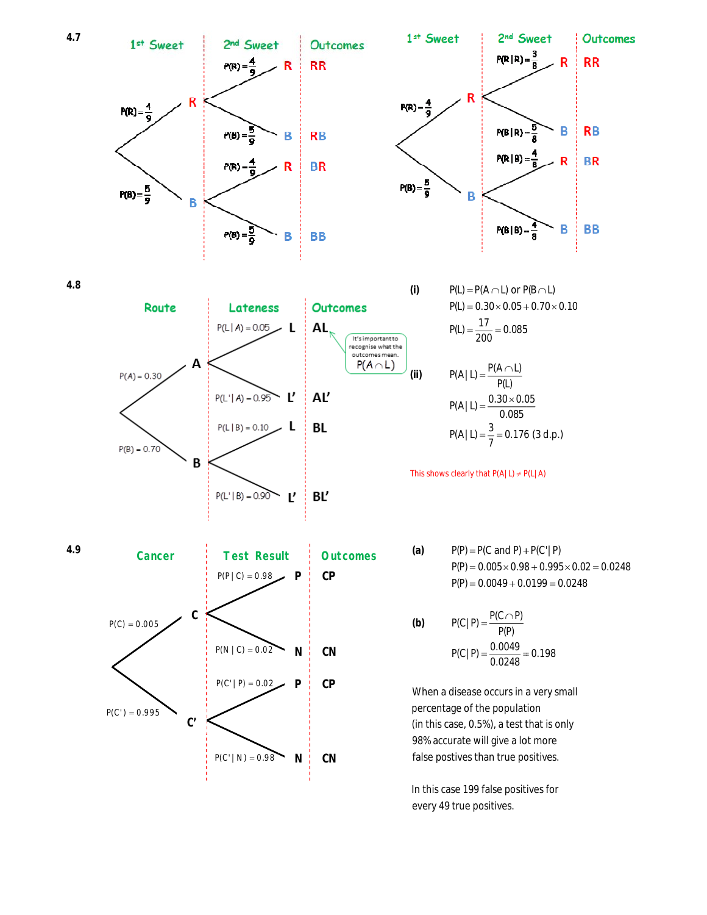**4.7**

| 1st Sweet | 2nd Sweet | Outcomes |
|---|---|---|
| $P(R) = \frac{4}{9}$ → R | $P(R) = \frac{4}{9}$ → R | RR |
| | $P(B) = \frac{5}{9}$ → B | RB |
| $P(B) = \frac{5}{9}$ → B | $P(R) = \frac{4}{9}$ → R | BR |
| | $P(B) = \frac{5}{9}$ → B | BB |

| 1st Sweet | 2nd Sweet | Outcomes |
|---|---|---|
| $P(R) = \frac{4}{9}$ → R | $P(R \mid R) = \frac{3}{8}$ → R | RR |
| | $P(B \mid R) = \frac{5}{8}$ → B | RB |
| $P(B) = \frac{5}{9}$ → B | $P(R \mid B) = \frac{4}{8}$ → R | BR |
| | $P(B \mid B) = \frac{4}{8}$ → B | BB |

**4.8**

| Route | Lateness | Outcomes |
|---|---|---|
| $P(A) = 0.30$ → A | $P(L \mid A) = 0.05$ → L | AL |
| | $P(L' \mid A) = 0.95$ → L' | AL' |
| $P(B) = 0.70$ → B | $P(L \mid B) = 0.10$ → L | BL |
| | $P(L' \mid B) = 0.90$ → L' | BL' |

It's important to recognise what the outcomes mean. $P(A \cap L)$

**(i)**

$P(L) = P(A \cap L) \text{ or } P(B \cap L)$

$P(L) = 0.30 \times 0.05 + 0.70 \times 0.10$

$P(L) = \frac{17}{200} = 0.085$

**(ii)**

$P(A \mid L) = \frac{P(A \cap L)}{P(L)}$

$P(A \mid L) = \frac{0.30 \times 0.05}{0.085}$

$P(A \mid L) = \frac{3}{7} = 0.176 \text{ (3 d.p.)}$

This shows clearly that $P(A \mid L) \neq P(L \mid A)$

**4.9**

| Cancer | Test Result | Outcomes |
|---|---|---|
| $P(C) = 0.005$ → C | $P(P \mid C) = 0.98$ → P | CP |
| | $P(N \mid C) = 0.02$ → N | CN |
| $P(C') = 0.995$ → C' | $P(C' \mid P) = 0.02$ → P | CP |
| | $P(C' \mid N) = 0.98$ → N | CN |

**(a)**

$P(P) = P(C \text{ and } P) + P(C' \mid P)$

$P(P) = 0.005 \times 0.98 + 0.995 \times 0.02 = 0.0248$

$P(P) = 0.0049 + 0.0199 = 0.0248$

**(b)**

$P(C \mid P) = \frac{P(C \cap P)}{P(P)}$

$P(C \mid P) = \frac{0.0049}{0.0248} = 0.198$

When a disease occurs in a very small percentage of the population (in this case, 0.5%), a test that is only 98% accurate will give a lot more false postives than true positives.

In this case 199 false positives for every 49 true positives.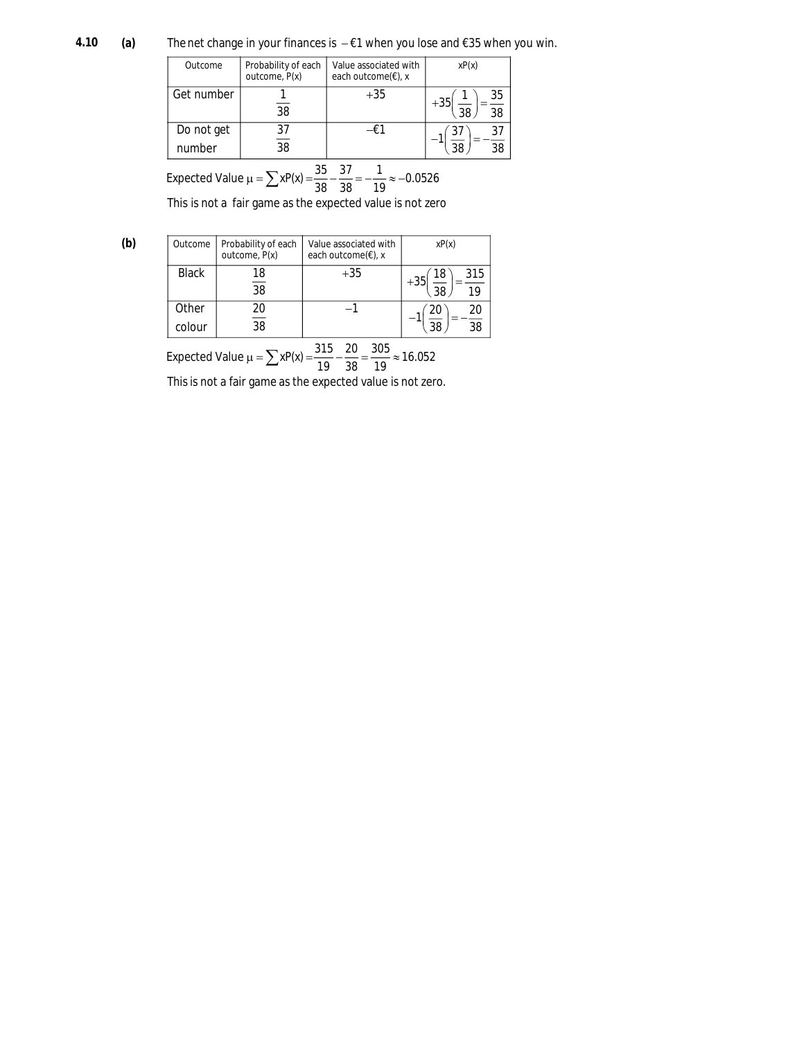**4.10** **(a)** The net change in your finances is $-€1$ when you lose and €35 when you win.

| Outcome | Probability of each outcome, P(x) | Value associated with each outcome(€), x | xP(x) |
|---|---|---|---|
| Get number | $\frac{1}{38}$ | $+35$ | $+35\left(\frac{1}{38}\right)=\frac{35}{38}$ |
| Do not get number | $\frac{37}{38}$ | $-€1$ | $-1\left(\frac{37}{38}\right)=-\frac{37}{38}$ |

Expected Value $\mu=\sum xP(x)=\frac{35}{38}-\frac{37}{38}=-\frac{1}{19}\approx-0.0526$

This is not a fair game as the expected value is not zero

**(b)**

| Outcome | Probability of each outcome, P(x) | Value associated with each outcome(€), x | xP(x) |
|---|---|---|---|
| Black | $\frac{18}{38}$ | $+35$ | $+35\left(\frac{18}{38}\right)=\frac{315}{19}$ |
| Other colour | $\frac{20}{38}$ | $-1$ | $-1\left(\frac{20}{38}\right)=-\frac{20}{38}$ |

Expected Value $\mu=\sum xP(x)=\frac{315}{19}-\frac{20}{38}=\frac{305}{19}\approx 16.052$

This is not a fair game as the expected value is not zero.